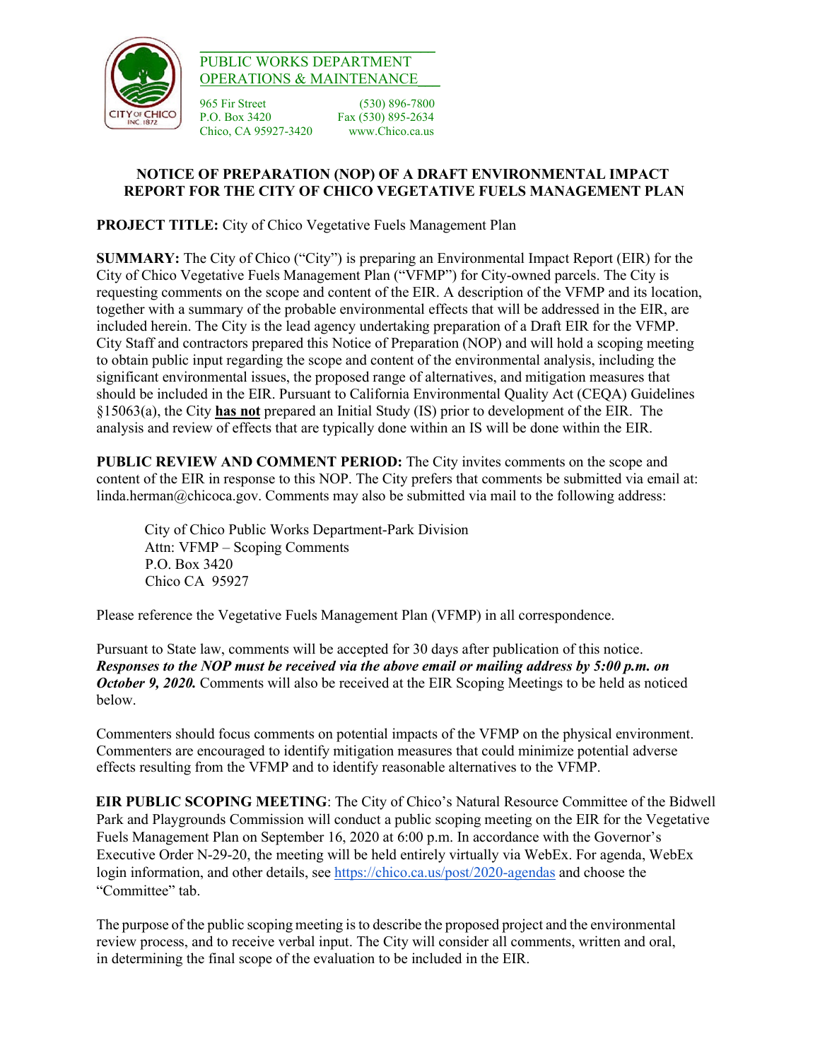PUBLIC WORKS DEPARTMENT
OPERATIONS & MAINTENANCE

965 Fir Street
P.O. Box 3420
Chico, CA 95927-3420

(530) 896-7800
Fax (530) 895-2634
www.Chico.ca.us

## NOTICE OF PREPARATION (NOP) OF A DRAFT ENVIRONMENTAL IMPACT REPORT FOR THE CITY OF CHICO VEGETATIVE FUELS MANAGEMENT PLAN

**PROJECT TITLE:** City of Chico Vegetative Fuels Management Plan

**SUMMARY:** The City of Chico ("City") is preparing an Environmental Impact Report (EIR) for the City of Chico Vegetative Fuels Management Plan ("VFMP") for City-owned parcels. The City is requesting comments on the scope and content of the EIR. A description of the VFMP and its location, together with a summary of the probable environmental effects that will be addressed in the EIR, are included herein. The City is the lead agency undertaking preparation of a Draft EIR for the VFMP. City Staff and contractors prepared this Notice of Preparation (NOP) and will hold a scoping meeting to obtain public input regarding the scope and content of the environmental analysis, including the significant environmental issues, the proposed range of alternatives, and mitigation measures that should be included in the EIR. Pursuant to California Environmental Quality Act (CEQA) Guidelines §15063(a), the City **has not** prepared an Initial Study (IS) prior to development of the EIR. The analysis and review of effects that are typically done within an IS will be done within the EIR.

**PUBLIC REVIEW AND COMMENT PERIOD:** The City invites comments on the scope and content of the EIR in response to this NOP. The City prefers that comments be submitted via email at: linda.herman@chicoca.gov. Comments may also be submitted via mail to the following address:

City of Chico Public Works Department-Park Division
Attn: VFMP – Scoping Comments
P.O. Box 3420
Chico CA 95927

Please reference the Vegetative Fuels Management Plan (VFMP) in all correspondence.

Pursuant to State law, comments will be accepted for 30 days after publication of this notice. ***Responses to the NOP must be received via the above email or mailing address by 5:00 p.m. on October 9, 2020.*** Comments will also be received at the EIR Scoping Meetings to be held as noticed below.

Commenters should focus comments on potential impacts of the VFMP on the physical environment. Commenters are encouraged to identify mitigation measures that could minimize potential adverse effects resulting from the VFMP and to identify reasonable alternatives to the VFMP.

**EIR PUBLIC SCOPING MEETING**: The City of Chico's Natural Resource Committee of the Bidwell Park and Playgrounds Commission will conduct a public scoping meeting on the EIR for the Vegetative Fuels Management Plan on September 16, 2020 at 6:00 p.m. In accordance with the Governor's Executive Order N-29-20, the meeting will be held entirely virtually via WebEx. For agenda, WebEx login information, and other details, see https://chico.ca.us/post/2020-agendas and choose the "Committee" tab.

The purpose of the public scoping meeting is to describe the proposed project and the environmental review process, and to receive verbal input. The City will consider all comments, written and oral, in determining the final scope of the evaluation to be included in the EIR.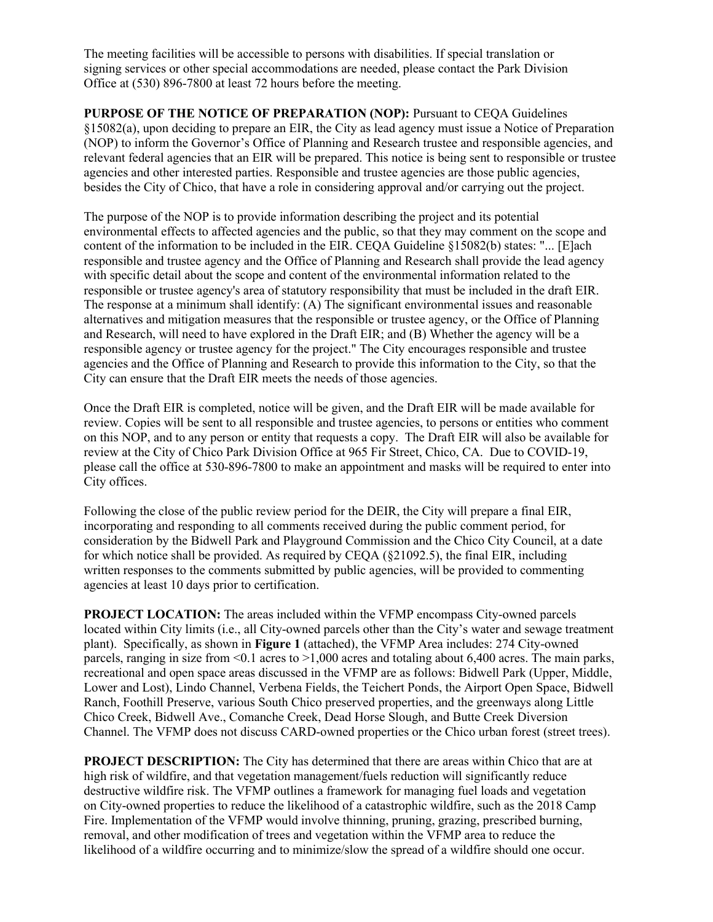The meeting facilities will be accessible to persons with disabilities. If special translation or signing services or other special accommodations are needed, please contact the Park Division Office at (530) 896-7800 at least 72 hours before the meeting.

**PURPOSE OF THE NOTICE OF PREPARATION (NOP):** Pursuant to CEQA Guidelines §15082(a), upon deciding to prepare an EIR, the City as lead agency must issue a Notice of Preparation (NOP) to inform the Governor's Office of Planning and Research trustee and responsible agencies, and relevant federal agencies that an EIR will be prepared. This notice is being sent to responsible or trustee agencies and other interested parties. Responsible and trustee agencies are those public agencies, besides the City of Chico, that have a role in considering approval and/or carrying out the project.

The purpose of the NOP is to provide information describing the project and its potential environmental effects to affected agencies and the public, so that they may comment on the scope and content of the information to be included in the EIR. CEQA Guideline §15082(b) states: "... [E]ach responsible and trustee agency and the Office of Planning and Research shall provide the lead agency with specific detail about the scope and content of the environmental information related to the responsible or trustee agency's area of statutory responsibility that must be included in the draft EIR. The response at a minimum shall identify: (A) The significant environmental issues and reasonable alternatives and mitigation measures that the responsible or trustee agency, or the Office of Planning and Research, will need to have explored in the Draft EIR; and (B) Whether the agency will be a responsible agency or trustee agency for the project." The City encourages responsible and trustee agencies and the Office of Planning and Research to provide this information to the City, so that the City can ensure that the Draft EIR meets the needs of those agencies.

Once the Draft EIR is completed, notice will be given, and the Draft EIR will be made available for review. Copies will be sent to all responsible and trustee agencies, to persons or entities who comment on this NOP, and to any person or entity that requests a copy. The Draft EIR will also be available for review at the City of Chico Park Division Office at 965 Fir Street, Chico, CA. Due to COVID-19, please call the office at 530-896-7800 to make an appointment and masks will be required to enter into City offices.

Following the close of the public review period for the DEIR, the City will prepare a final EIR, incorporating and responding to all comments received during the public comment period, for consideration by the Bidwell Park and Playground Commission and the Chico City Council, at a date for which notice shall be provided. As required by CEQA (§21092.5), the final EIR, including written responses to the comments submitted by public agencies, will be provided to commenting agencies at least 10 days prior to certification.

**PROJECT LOCATION:** The areas included within the VFMP encompass City-owned parcels located within City limits (i.e., all City-owned parcels other than the City's water and sewage treatment plant). Specifically, as shown in **Figure 1** (attached), the VFMP Area includes: 274 City-owned parcels, ranging in size from <0.1 acres to >1,000 acres and totaling about 6,400 acres. The main parks, recreational and open space areas discussed in the VFMP are as follows: Bidwell Park (Upper, Middle, Lower and Lost), Lindo Channel, Verbena Fields, the Teichert Ponds, the Airport Open Space, Bidwell Ranch, Foothill Preserve, various South Chico preserved properties, and the greenways along Little Chico Creek, Bidwell Ave., Comanche Creek, Dead Horse Slough, and Butte Creek Diversion Channel. The VFMP does not discuss CARD-owned properties or the Chico urban forest (street trees).

**PROJECT DESCRIPTION:** The City has determined that there are areas within Chico that are at high risk of wildfire, and that vegetation management/fuels reduction will significantly reduce destructive wildfire risk. The VFMP outlines a framework for managing fuel loads and vegetation on City-owned properties to reduce the likelihood of a catastrophic wildfire, such as the 2018 Camp Fire. Implementation of the VFMP would involve thinning, pruning, grazing, prescribed burning, removal, and other modification of trees and vegetation within the VFMP area to reduce the likelihood of a wildfire occurring and to minimize/slow the spread of a wildfire should one occur.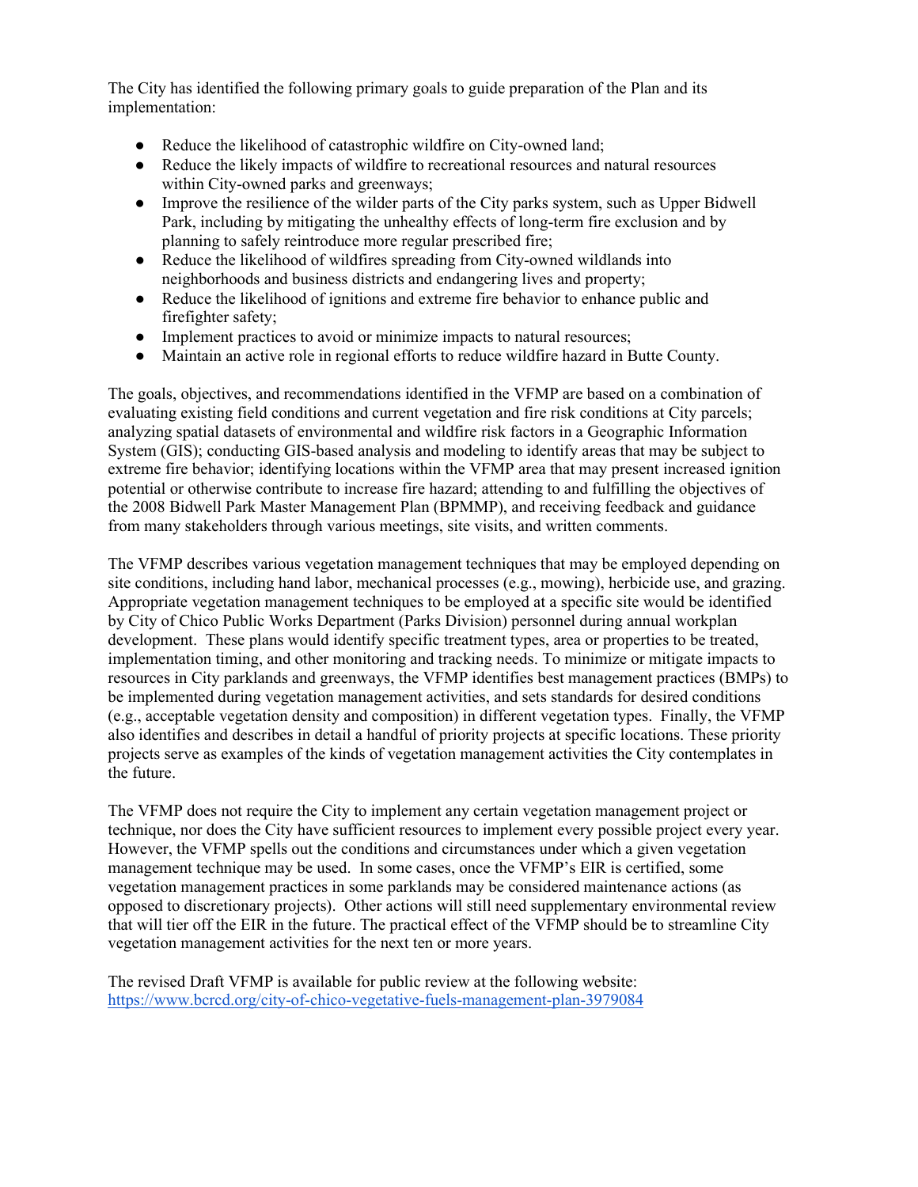The City has identified the following primary goals to guide preparation of the Plan and its implementation:

- Reduce the likelihood of catastrophic wildfire on City-owned land;
- Reduce the likely impacts of wildfire to recreational resources and natural resources within City-owned parks and greenways;
- Improve the resilience of the wilder parts of the City parks system, such as Upper Bidwell Park, including by mitigating the unhealthy effects of long-term fire exclusion and by planning to safely reintroduce more regular prescribed fire;
- Reduce the likelihood of wildfires spreading from City-owned wildlands into neighborhoods and business districts and endangering lives and property;
- Reduce the likelihood of ignitions and extreme fire behavior to enhance public and firefighter safety;
- Implement practices to avoid or minimize impacts to natural resources;
- Maintain an active role in regional efforts to reduce wildfire hazard in Butte County.

The goals, objectives, and recommendations identified in the VFMP are based on a combination of evaluating existing field conditions and current vegetation and fire risk conditions at City parcels; analyzing spatial datasets of environmental and wildfire risk factors in a Geographic Information System (GIS); conducting GIS-based analysis and modeling to identify areas that may be subject to extreme fire behavior; identifying locations within the VFMP area that may present increased ignition potential or otherwise contribute to increase fire hazard; attending to and fulfilling the objectives of the 2008 Bidwell Park Master Management Plan (BPMMP), and receiving feedback and guidance from many stakeholders through various meetings, site visits, and written comments.

The VFMP describes various vegetation management techniques that may be employed depending on site conditions, including hand labor, mechanical processes (e.g., mowing), herbicide use, and grazing. Appropriate vegetation management techniques to be employed at a specific site would be identified by City of Chico Public Works Department (Parks Division) personnel during annual workplan development. These plans would identify specific treatment types, area or properties to be treated, implementation timing, and other monitoring and tracking needs. To minimize or mitigate impacts to resources in City parklands and greenways, the VFMP identifies best management practices (BMPs) to be implemented during vegetation management activities, and sets standards for desired conditions (e.g., acceptable vegetation density and composition) in different vegetation types. Finally, the VFMP also identifies and describes in detail a handful of priority projects at specific locations. These priority projects serve as examples of the kinds of vegetation management activities the City contemplates in the future.

The VFMP does not require the City to implement any certain vegetation management project or technique, nor does the City have sufficient resources to implement every possible project every year. However, the VFMP spells out the conditions and circumstances under which a given vegetation management technique may be used. In some cases, once the VFMP's EIR is certified, some vegetation management practices in some parklands may be considered maintenance actions (as opposed to discretionary projects). Other actions will still need supplementary environmental review that will tier off the EIR in the future. The practical effect of the VFMP should be to streamline City vegetation management activities for the next ten or more years.

The revised Draft VFMP is available for public review at the following website: [https://www.bcrcd.org/city-of-chico-vegetative-fuels-management-plan-3979084](https://www.bcrcd.org/city-of-chico-vegetative-fuels-management-plan-3979084)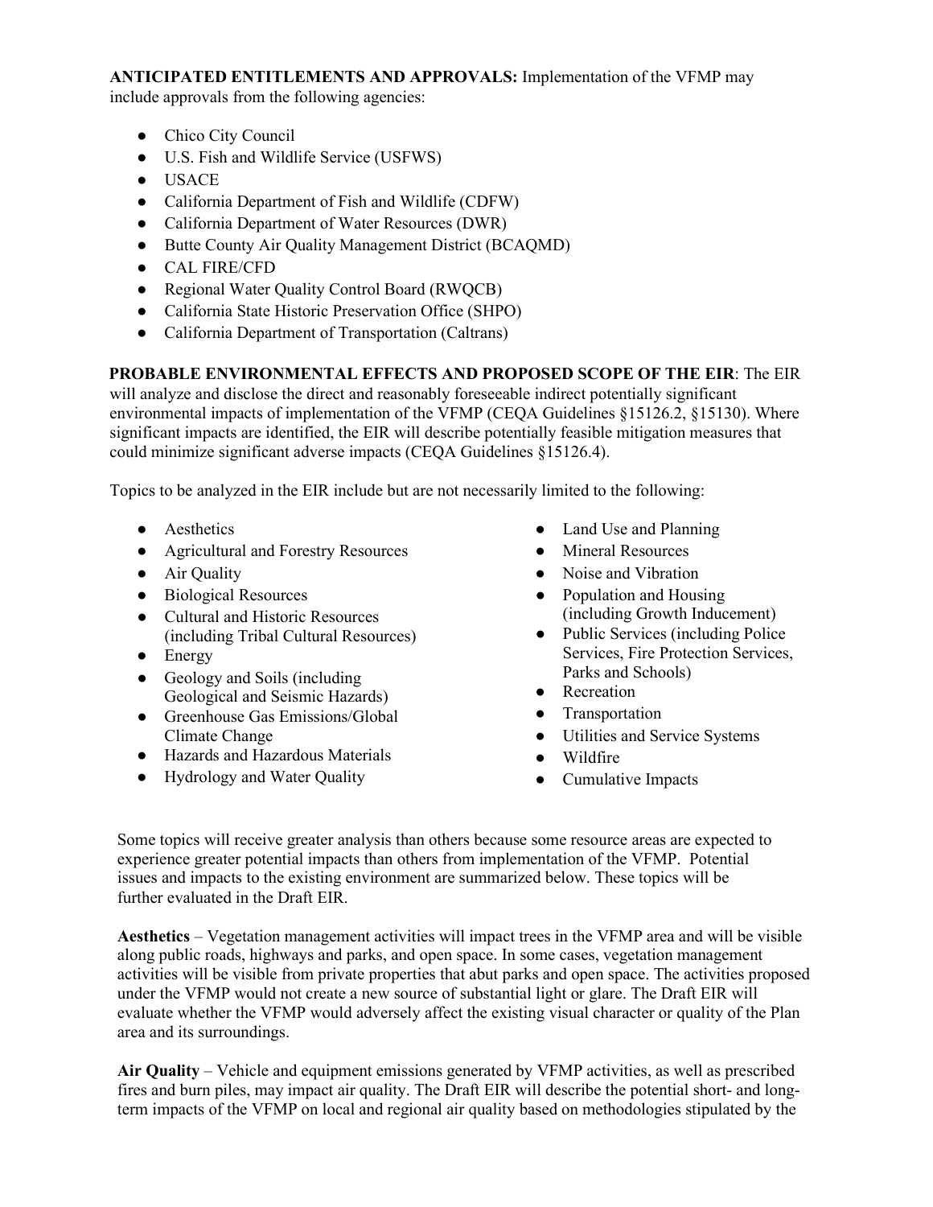**ANTICIPATED ENTITLEMENTS AND APPROVALS:** Implementation of the VFMP may include approvals from the following agencies:

- Chico City Council
- U.S. Fish and Wildlife Service (USFWS)
- USACE
- California Department of Fish and Wildlife (CDFW)
- California Department of Water Resources (DWR)
- Butte County Air Quality Management District (BCAQMD)
- CAL FIRE/CFD
- Regional Water Quality Control Board (RWQCB)
- California State Historic Preservation Office (SHPO)
- California Department of Transportation (Caltrans)

**PROBABLE ENVIRONMENTAL EFFECTS AND PROPOSED SCOPE OF THE EIR**: The EIR will analyze and disclose the direct and reasonably foreseeable indirect potentially significant environmental impacts of implementation of the VFMP (CEQA Guidelines §15126.2, §15130). Where significant impacts are identified, the EIR will describe potentially feasible mitigation measures that could minimize significant adverse impacts (CEQA Guidelines §15126.4).

Topics to be analyzed in the EIR include but are not necessarily limited to the following:

- Aesthetics
- Agricultural and Forestry Resources
- Air Quality
- Biological Resources
- Cultural and Historic Resources (including Tribal Cultural Resources)
- Energy
- Geology and Soils (including Geological and Seismic Hazards)
- Greenhouse Gas Emissions/Global Climate Change
- Hazards and Hazardous Materials
- Hydrology and Water Quality
- Land Use and Planning
- Mineral Resources
- Noise and Vibration
- Population and Housing (including Growth Inducement)
- Public Services (including Police Services, Fire Protection Services, Parks and Schools)
- Recreation
- Transportation
- Utilities and Service Systems
- Wildfire
- Cumulative Impacts

Some topics will receive greater analysis than others because some resource areas are expected to experience greater potential impacts than others from implementation of the VFMP. Potential issues and impacts to the existing environment are summarized below. These topics will be further evaluated in the Draft EIR.

**Aesthetics** – Vegetation management activities will impact trees in the VFMP area and will be visible along public roads, highways and parks, and open space. In some cases, vegetation management activities will be visible from private properties that abut parks and open space. The activities proposed under the VFMP would not create a new source of substantial light or glare. The Draft EIR will evaluate whether the VFMP would adversely affect the existing visual character or quality of the Plan area and its surroundings.

**Air Quality** – Vehicle and equipment emissions generated by VFMP activities, as well as prescribed fires and burn piles, may impact air quality. The Draft EIR will describe the potential short- and long-term impacts of the VFMP on local and regional air quality based on methodologies stipulated by the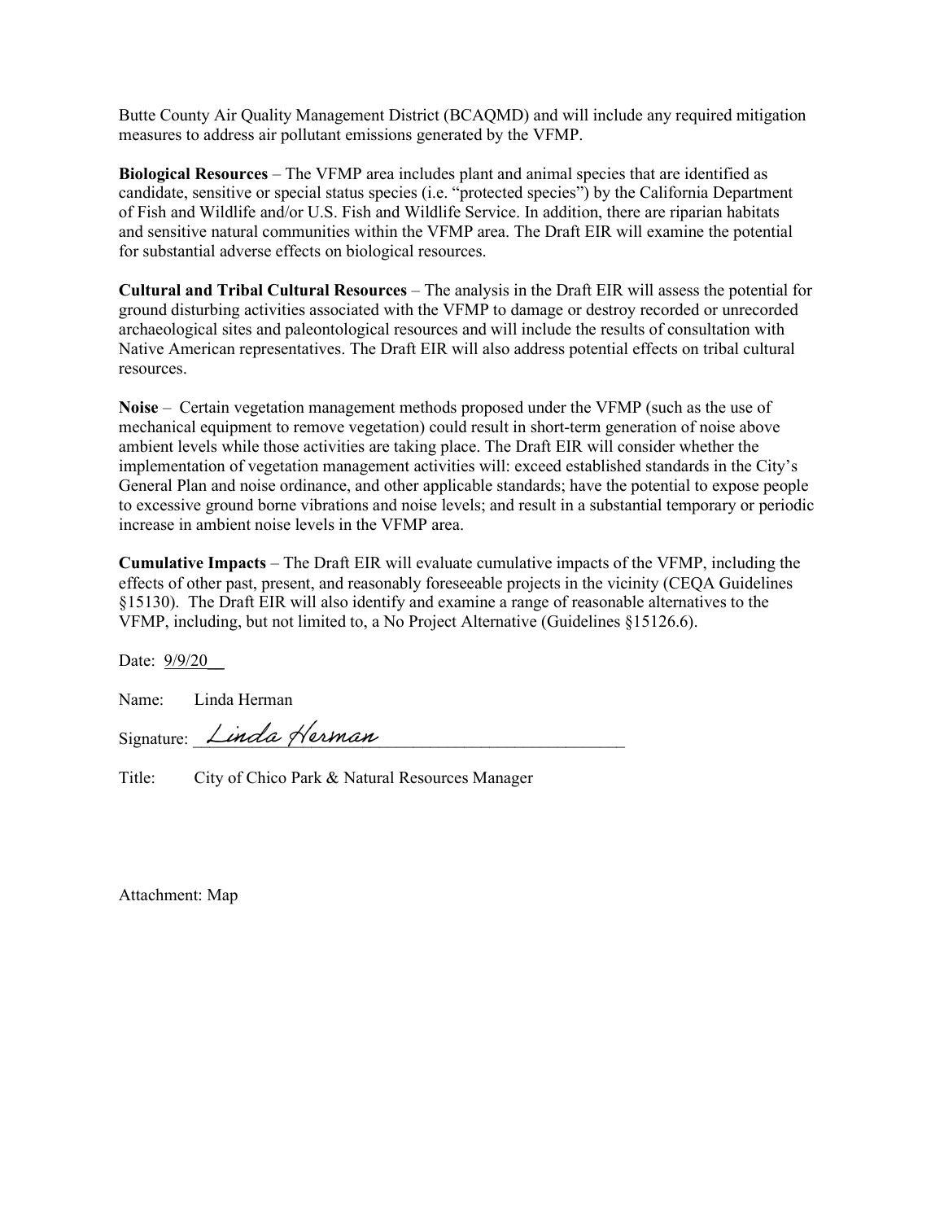Butte County Air Quality Management District (BCAQMD) and will include any required mitigation measures to address air pollutant emissions generated by the VFMP.

**Biological Resources** – The VFMP area includes plant and animal species that are identified as candidate, sensitive or special status species (i.e. "protected species") by the California Department of Fish and Wildlife and/or U.S. Fish and Wildlife Service. In addition, there are riparian habitats and sensitive natural communities within the VFMP area. The Draft EIR will examine the potential for substantial adverse effects on biological resources.

**Cultural and Tribal Cultural Resources** – The analysis in the Draft EIR will assess the potential for ground disturbing activities associated with the VFMP to damage or destroy recorded or unrecorded archaeological sites and paleontological resources and will include the results of consultation with Native American representatives. The Draft EIR will also address potential effects on tribal cultural resources.

**Noise** – Certain vegetation management methods proposed under the VFMP (such as the use of mechanical equipment to remove vegetation) could result in short-term generation of noise above ambient levels while those activities are taking place. The Draft EIR will consider whether the implementation of vegetation management activities will: exceed established standards in the City's General Plan and noise ordinance, and other applicable standards; have the potential to expose people to excessive ground borne vibrations and noise levels; and result in a substantial temporary or periodic increase in ambient noise levels in the VFMP area.

**Cumulative Impacts** – The Draft EIR will evaluate cumulative impacts of the VFMP, including the effects of other past, present, and reasonably foreseeable projects in the vicinity (CEQA Guidelines §15130). The Draft EIR will also identify and examine a range of reasonable alternatives to the VFMP, including, but not limited to, a No Project Alternative (Guidelines §15126.6).

Date: 9/9/20

Name: Linda Herman

Signature: Linda Herman

Title: City of Chico Park & Natural Resources Manager

Attachment: Map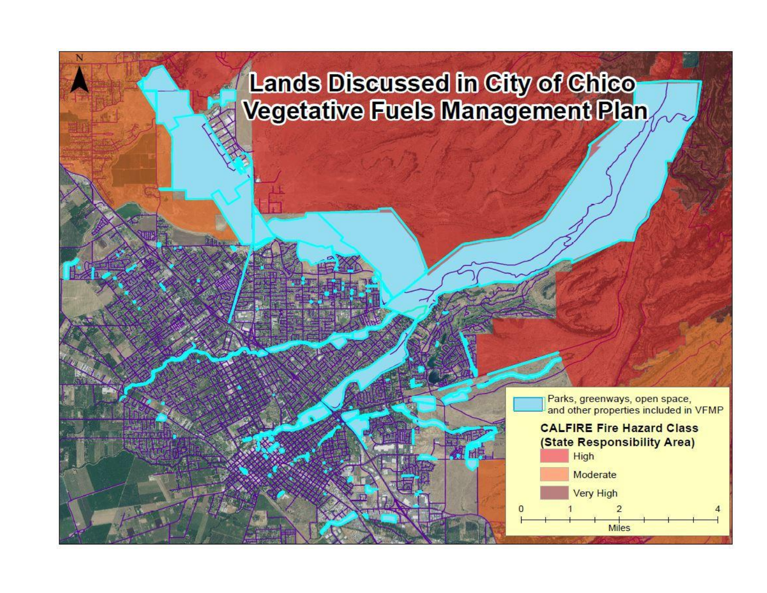Lands Discussed in City of Chico Vegetative Fuels Management Plan

N

Parks, greenways, open space, and other properties included in VFMP

CALFIRE Fire Hazard Class (State Responsibility Area)

High

Moderate

Very High

0 1 2 4

Miles